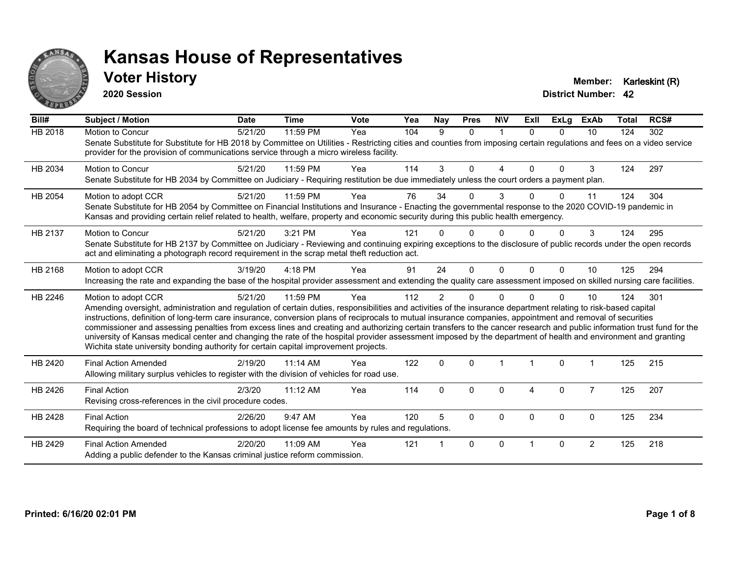# Kansas House of Representatives

## Voter History

**2020 Session**

**Member:** Karleskint (R)
**District Number:** 42

| Bill# | Subject / Motion | Date | Time | Vote | Yea | Nay | Pres | N\V | ExII | ExLg | ExAb | Total | RCS# |
|---|---|---|---|---|---|---|---|---|---|---|---|---|---|
| HB 2018 | Motion to Concur | 5/21/20 | 11:59 PM | Yea | 104 | 9 | 0 | 1 | 0 | 0 | 10 | 124 | 302 |
| | Senate Substitute for Substitute for HB 2018 by Committee on Utilities - Restricting cities and counties from imposing certain regulations and fees on a video service provider for the provision of communications service through a micro wireless facility. | | | | | | | | | | | | |
| HB 2034 | Motion to Concur | 5/21/20 | 11:59 PM | Yea | 114 | 3 | 0 | 4 | 0 | 0 | 3 | 124 | 297 |
| | Senate Substitute for HB 2034 by Committee on Judiciary - Requiring restitution be due immediately unless the court orders a payment plan. | | | | | | | | | | | | |
| HB 2054 | Motion to adopt CCR | 5/21/20 | 11:59 PM | Yea | 76 | 34 | 0 | 3 | 0 | 0 | 11 | 124 | 304 |
| | Senate Substitute for HB 2054 by Committee on Financial Institutions and Insurance - Enacting the governmental response to the 2020 COVID-19 pandemic in Kansas and providing certain relief related to health, welfare, property and economic security during this public health emergency. | | | | | | | | | | | | |
| HB 2137 | Motion to Concur | 5/21/20 | 3:21 PM | Yea | 121 | 0 | 0 | 0 | 0 | 0 | 3 | 124 | 295 |
| | Senate Substitute for HB 2137 by Committee on Judiciary - Reviewing and continuing expiring exceptions to the disclosure of public records under the open records act and eliminating a photograph record requirement in the scrap metal theft reduction act. | | | | | | | | | | | | |
| HB 2168 | Motion to adopt CCR | 3/19/20 | 4:18 PM | Yea | 91 | 24 | 0 | 0 | 0 | 0 | 10 | 125 | 294 |
| | Increasing the rate and expanding the base of the hospital provider assessment and extending the quality care assessment imposed on skilled nursing care facilities. | | | | | | | | | | | | |
| HB 2246 | Motion to adopt CCR | 5/21/20 | 11:59 PM | Yea | 112 | 2 | 0 | 0 | 0 | 0 | 10 | 124 | 301 |
| | Amending oversight, administration and regulation of certain duties, responsibilities and activities of the insurance department relating to risk-based capital instructions, definition of long-term care insurance, conversion plans of reciprocals to mutual insurance companies, appointment and removal of securities commissioner and assessing penalties from excess lines and creating and authorizing certain transfers to the cancer research and public information trust fund for the university of Kansas medical center and changing the rate of the hospital provider assessment imposed by the department of health and environment and granting Wichita state university bonding authority for certain capital improvement projects. | | | | | | | | | | | | |
| HB 2420 | Final Action Amended | 2/19/20 | 11:14 AM | Yea | 122 | 0 | 0 | 1 | 1 | 0 | 1 | 125 | 215 |
| | Allowing military surplus vehicles to register with the division of vehicles for road use. | | | | | | | | | | | | |
| HB 2426 | Final Action | 2/3/20 | 11:12 AM | Yea | 114 | 0 | 0 | 0 | 4 | 0 | 7 | 125 | 207 |
| | Revising cross-references in the civil procedure codes. | | | | | | | | | | | | |
| HB 2428 | Final Action | 2/26/20 | 9:47 AM | Yea | 120 | 5 | 0 | 0 | 0 | 0 | 0 | 125 | 234 |
| | Requiring the board of technical professions to adopt license fee amounts by rules and regulations. | | | | | | | | | | | | |
| HB 2429 | Final Action Amended | 2/20/20 | 11:09 AM | Yea | 121 | 1 | 0 | 0 | 1 | 0 | 2 | 125 | 218 |
| | Adding a public defender to the Kansas criminal justice reform commission. | | | | | | | | | | | | |

**Printed: 6/16/20 02:01 PM**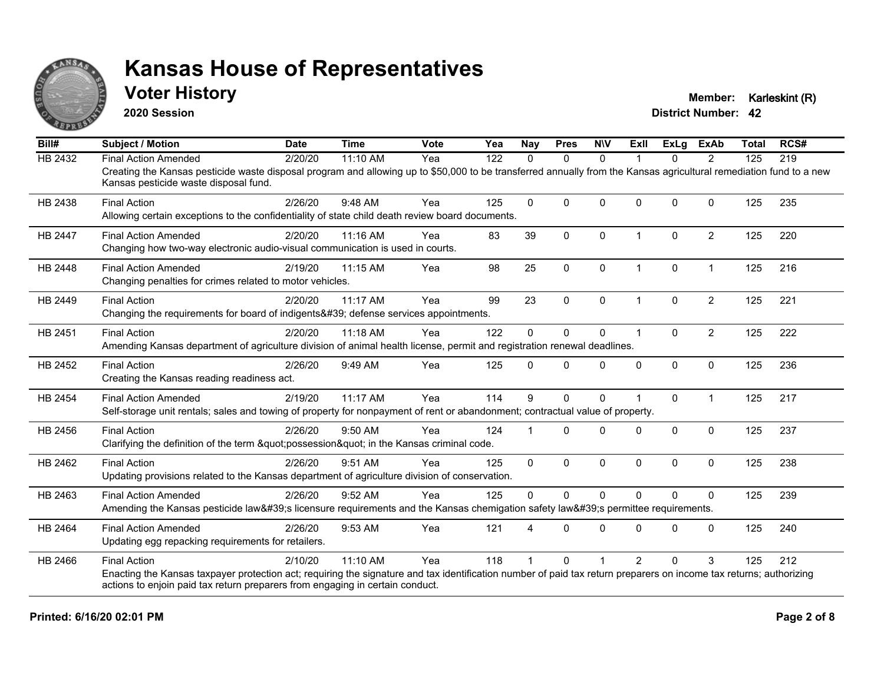# Kansas House of Representatives

## Voter History

**2020 Session**

**Member:** Karleskint (R)
**District Number:** 42

| Bill# | Subject / Motion | Date | Time | Vote | Yea | Nay | Pres | N\V | ExII | ExLg | ExAb | Total | RCS# |
|---|---|---|---|---|---|---|---|---|---|---|---|---|---|
| HB 2432 | Final Action Amended | 2/20/20 | 11:10 AM | Yea | 122 | 0 | 0 | 0 | 1 | 0 | 2 | 125 | 219 |
| | Creating the Kansas pesticide waste disposal program and allowing up to $50,000 to be transferred annually from the Kansas agricultural remediation fund to a new Kansas pesticide waste disposal fund. | | | | | | | | | | | | |
| HB 2438 | Final Action | 2/26/20 | 9:48 AM | Yea | 125 | 0 | 0 | 0 | 0 | 0 | 0 | 125 | 235 |
| | Allowing certain exceptions to the confidentiality of state child death review board documents. | | | | | | | | | | | | |
| HB 2447 | Final Action Amended | 2/20/20 | 11:16 AM | Yea | 83 | 39 | 0 | 0 | 1 | 0 | 2 | 125 | 220 |
| | Changing how two-way electronic audio-visual communication is used in courts. | | | | | | | | | | | | |
| HB 2448 | Final Action Amended | 2/19/20 | 11:15 AM | Yea | 98 | 25 | 0 | 0 | 1 | 0 | 1 | 125 | 216 |
| | Changing penalties for crimes related to motor vehicles. | | | | | | | | | | | | |
| HB 2449 | Final Action | 2/20/20 | 11:17 AM | Yea | 99 | 23 | 0 | 0 | 1 | 0 | 2 | 125 | 221 |
| | Changing the requirements for board of indigents&#39; defense services appointments. | | | | | | | | | | | | |
| HB 2451 | Final Action | 2/20/20 | 11:18 AM | Yea | 122 | 0 | 0 | 0 | 1 | 0 | 2 | 125 | 222 |
| | Amending Kansas department of agriculture division of animal health license, permit and registration renewal deadlines. | | | | | | | | | | | | |
| HB 2452 | Final Action | 2/26/20 | 9:49 AM | Yea | 125 | 0 | 0 | 0 | 0 | 0 | 0 | 125 | 236 |
| | Creating the Kansas reading readiness act. | | | | | | | | | | | | |
| HB 2454 | Final Action Amended | 2/19/20 | 11:17 AM | Yea | 114 | 9 | 0 | 0 | 1 | 0 | 1 | 125 | 217 |
| | Self-storage unit rentals; sales and towing of property for nonpayment of rent or abandonment; contractual value of property. | | | | | | | | | | | | |
| HB 2456 | Final Action | 2/26/20 | 9:50 AM | Yea | 124 | 1 | 0 | 0 | 0 | 0 | 0 | 125 | 237 |
| | Clarifying the definition of the term &quot;possession&quot; in the Kansas criminal code. | | | | | | | | | | | | |
| HB 2462 | Final Action | 2/26/20 | 9:51 AM | Yea | 125 | 0 | 0 | 0 | 0 | 0 | 0 | 125 | 238 |
| | Updating provisions related to the Kansas department of agriculture division of conservation. | | | | | | | | | | | | |
| HB 2463 | Final Action Amended | 2/26/20 | 9:52 AM | Yea | 125 | 0 | 0 | 0 | 0 | 0 | 0 | 125 | 239 |
| | Amending the Kansas pesticide law&#39;s licensure requirements and the Kansas chemigation safety law&#39;s permittee requirements. | | | | | | | | | | | | |
| HB 2464 | Final Action Amended | 2/26/20 | 9:53 AM | Yea | 121 | 4 | 0 | 0 | 0 | 0 | 0 | 125 | 240 |
| | Updating egg repacking requirements for retailers. | | | | | | | | | | | | |
| HB 2466 | Final Action | 2/10/20 | 11:10 AM | Yea | 118 | 1 | 0 | 1 | 2 | 0 | 3 | 125 | 212 |
| | Enacting the Kansas taxpayer protection act; requiring the signature and tax identification number of paid tax return preparers on income tax returns; authorizing actions to enjoin paid tax return preparers from engaging in certain conduct. | | | | | | | | | | | | |

**Printed: 6/16/20 02:01 PM**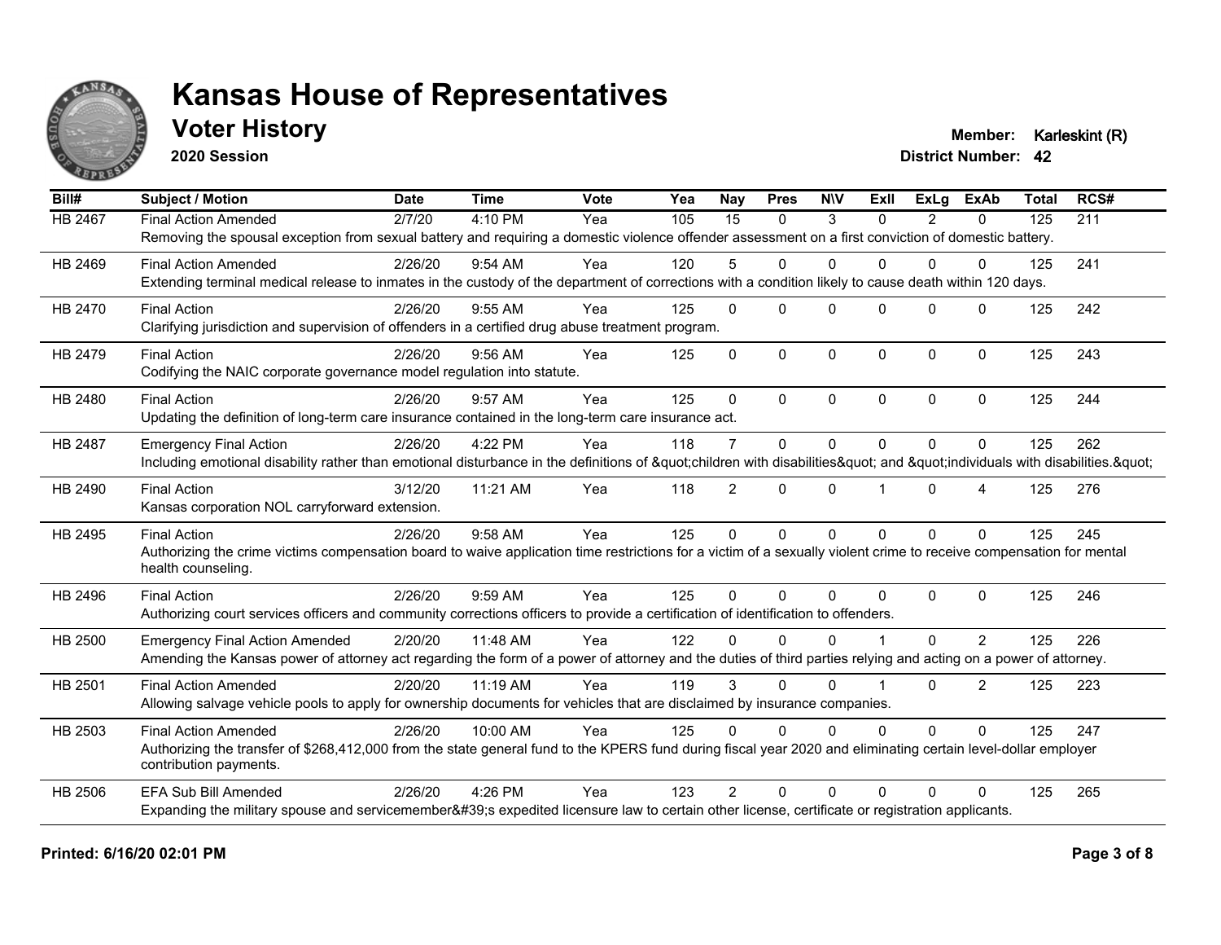# Kansas House of Representatives

## Voter History

**2020 Session**

**Member:** Karleskint (R)
**District Number:** 42

| Bill# | Subject / Motion | Date | Time | Vote | Yea | Nay | Pres | N\V | ExII | ExLg | ExAb | Total | RCS# |
|---|---|---|---|---|---|---|---|---|---|---|---|---|---|
| HB 2467 | Final Action Amended | 2/7/20 | 4:10 PM | Yea | 105 | 15 | 0 | 3 | 0 | 2 | 0 | 125 | 211 |
| | Removing the spousal exception from sexual battery and requiring a domestic violence offender assessment on a first conviction of domestic battery. | | | | | | | | | | | | |
| HB 2469 | Final Action Amended | 2/26/20 | 9:54 AM | Yea | 120 | 5 | 0 | 0 | 0 | 0 | 0 | 125 | 241 |
| | Extending terminal medical release to inmates in the custody of the department of corrections with a condition likely to cause death within 120 days. | | | | | | | | | | | | |
| HB 2470 | Final Action | 2/26/20 | 9:55 AM | Yea | 125 | 0 | 0 | 0 | 0 | 0 | 0 | 125 | 242 |
| | Clarifying jurisdiction and supervision of offenders in a certified drug abuse treatment program. | | | | | | | | | | | | |
| HB 2479 | Final Action | 2/26/20 | 9:56 AM | Yea | 125 | 0 | 0 | 0 | 0 | 0 | 0 | 125 | 243 |
| | Codifying the NAIC corporate governance model regulation into statute. | | | | | | | | | | | | |
| HB 2480 | Final Action | 2/26/20 | 9:57 AM | Yea | 125 | 0 | 0 | 0 | 0 | 0 | 0 | 125 | 244 |
| | Updating the definition of long-term care insurance contained in the long-term care insurance act. | | | | | | | | | | | | |
| HB 2487 | Emergency Final Action | 2/26/20 | 4:22 PM | Yea | 118 | 7 | 0 | 0 | 0 | 0 | 0 | 125 | 262 |
| | Including emotional disability rather than emotional disturbance in the definitions of &quot;children with disabilities&quot; and &quot;individuals with disabilities.&quot; | | | | | | | | | | | | |
| HB 2490 | Final Action | 3/12/20 | 11:21 AM | Yea | 118 | 2 | 0 | 0 | 1 | 0 | 4 | 125 | 276 |
| | Kansas corporation NOL carryforward extension. | | | | | | | | | | | | |
| HB 2495 | Final Action | 2/26/20 | 9:58 AM | Yea | 125 | 0 | 0 | 0 | 0 | 0 | 0 | 125 | 245 |
| | Authorizing the crime victims compensation board to waive application time restrictions for a victim of a sexually violent crime to receive compensation for mental health counseling. | | | | | | | | | | | | |
| HB 2496 | Final Action | 2/26/20 | 9:59 AM | Yea | 125 | 0 | 0 | 0 | 0 | 0 | 0 | 125 | 246 |
| | Authorizing court services officers and community corrections officers to provide a certification of identification to offenders. | | | | | | | | | | | | |
| HB 2500 | Emergency Final Action Amended | 2/20/20 | 11:48 AM | Yea | 122 | 0 | 0 | 0 | 1 | 0 | 2 | 125 | 226 |
| | Amending the Kansas power of attorney act regarding the form of a power of attorney and the duties of third parties relying and acting on a power of attorney. | | | | | | | | | | | | |
| HB 2501 | Final Action Amended | 2/20/20 | 11:19 AM | Yea | 119 | 3 | 0 | 0 | 1 | 0 | 2 | 125 | 223 |
| | Allowing salvage vehicle pools to apply for ownership documents for vehicles that are disclaimed by insurance companies. | | | | | | | | | | | | |
| HB 2503 | Final Action Amended | 2/26/20 | 10:00 AM | Yea | 125 | 0 | 0 | 0 | 0 | 0 | 0 | 125 | 247 |
| | Authorizing the transfer of $268,412,000 from the state general fund to the KPERS fund during fiscal year 2020 and eliminating certain level-dollar employer contribution payments. | | | | | | | | | | | | |
| HB 2506 | EFA Sub Bill Amended | 2/26/20 | 4:26 PM | Yea | 123 | 2 | 0 | 0 | 0 | 0 | 0 | 125 | 265 |
| | Expanding the military spouse and servicemember&#39;s expedited licensure law to certain other license, certificate or registration applicants. | | | | | | | | | | | | |

**Printed: 6/16/20 02:01 PM**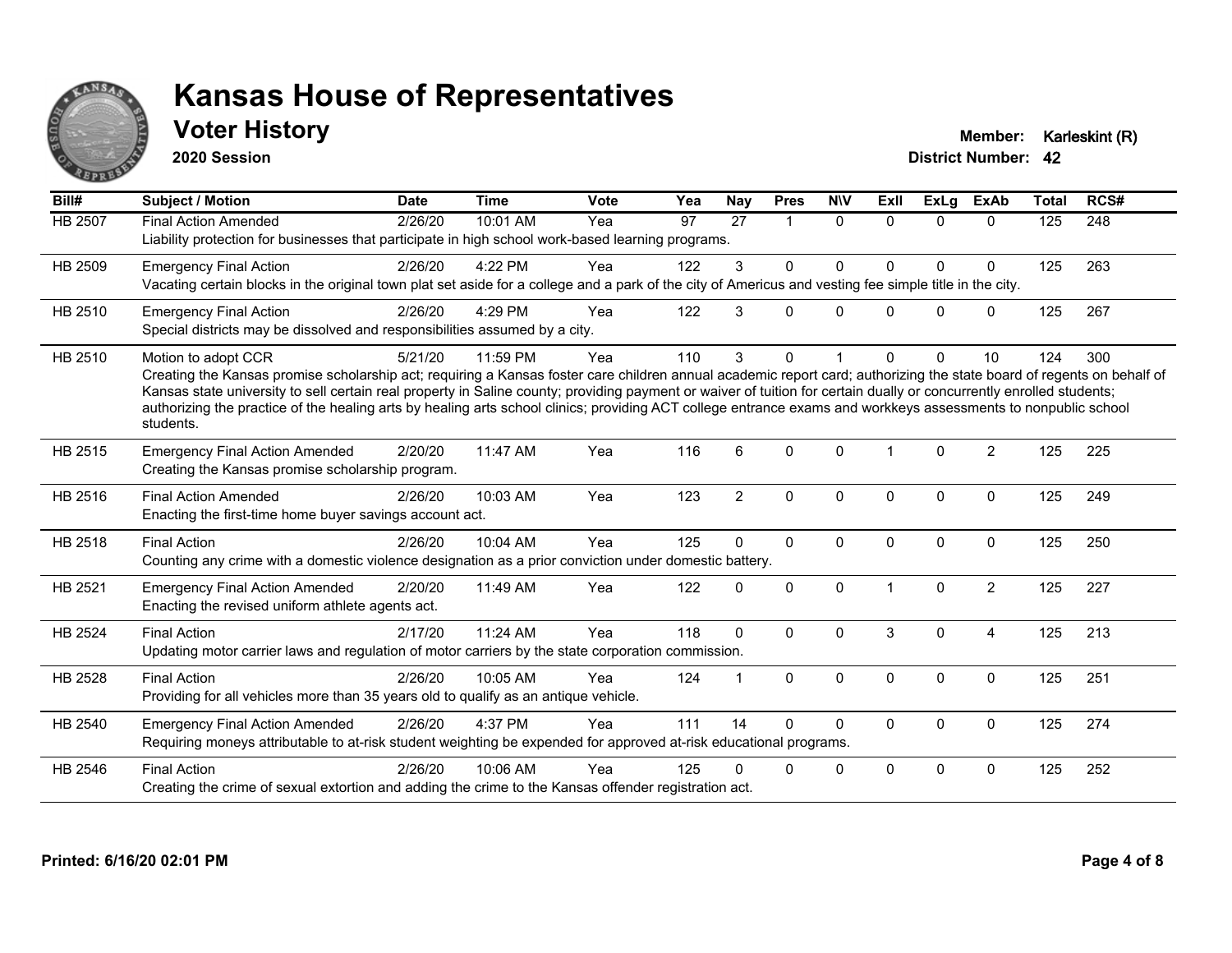# Kansas House of Representatives

## Voter History

**2020 Session**

**Member:** Karleskint (R)
**District Number:** 42

| Bill# | Subject / Motion | Date | Time | Vote | Yea | Nay | Pres | N\V | ExII | ExLg | ExAb | Total | RCS# |
|---|---|---|---|---|---|---|---|---|---|---|---|---|---|
| HB 2507 | Final Action Amended | 2/26/20 | 10:01 AM | Yea | 97 | 27 | 1 | 0 | 0 | 0 | 0 | 125 | 248 |
| | Liability protection for businesses that participate in high school work-based learning programs. | | | | | | | | | | | | |
| HB 2509 | Emergency Final Action | 2/26/20 | 4:22 PM | Yea | 122 | 3 | 0 | 0 | 0 | 0 | 0 | 125 | 263 |
| | Vacating certain blocks in the original town plat set aside for a college and a park of the city of Americus and vesting fee simple title in the city. | | | | | | | | | | | | |
| HB 2510 | Emergency Final Action | 2/26/20 | 4:29 PM | Yea | 122 | 3 | 0 | 0 | 0 | 0 | 0 | 125 | 267 |
| | Special districts may be dissolved and responsibilities assumed by a city. | | | | | | | | | | | | |
| HB 2510 | Motion to adopt CCR | 5/21/20 | 11:59 PM | Yea | 110 | 3 | 0 | 1 | 0 | 0 | 10 | 124 | 300 |
| | Creating the Kansas promise scholarship act; requiring a Kansas foster care children annual academic report card; authorizing the state board of regents on behalf of Kansas state university to sell certain real property in Saline county; providing payment or waiver of tuition for certain dually or concurrently enrolled students; authorizing the practice of the healing arts by healing arts school clinics; providing ACT college entrance exams and workkeys assessments to nonpublic school students. | | | | | | | | | | | | |
| HB 2515 | Emergency Final Action Amended | 2/20/20 | 11:47 AM | Yea | 116 | 6 | 0 | 0 | 1 | 0 | 2 | 125 | 225 |
| | Creating the Kansas promise scholarship program. | | | | | | | | | | | | |
| HB 2516 | Final Action Amended | 2/26/20 | 10:03 AM | Yea | 123 | 2 | 0 | 0 | 0 | 0 | 0 | 125 | 249 |
| | Enacting the first-time home buyer savings account act. | | | | | | | | | | | | |
| HB 2518 | Final Action | 2/26/20 | 10:04 AM | Yea | 125 | 0 | 0 | 0 | 0 | 0 | 0 | 125 | 250 |
| | Counting any crime with a domestic violence designation as a prior conviction under domestic battery. | | | | | | | | | | | | |
| HB 2521 | Emergency Final Action Amended | 2/20/20 | 11:49 AM | Yea | 122 | 0 | 0 | 0 | 1 | 0 | 2 | 125 | 227 |
| | Enacting the revised uniform athlete agents act. | | | | | | | | | | | | |
| HB 2524 | Final Action | 2/17/20 | 11:24 AM | Yea | 118 | 0 | 0 | 0 | 3 | 0 | 4 | 125 | 213 |
| | Updating motor carrier laws and regulation of motor carriers by the state corporation commission. | | | | | | | | | | | | |
| HB 2528 | Final Action | 2/26/20 | 10:05 AM | Yea | 124 | 1 | 0 | 0 | 0 | 0 | 0 | 125 | 251 |
| | Providing for all vehicles more than 35 years old to qualify as an antique vehicle. | | | | | | | | | | | | |
| HB 2540 | Emergency Final Action Amended | 2/26/20 | 4:37 PM | Yea | 111 | 14 | 0 | 0 | 0 | 0 | 0 | 125 | 274 |
| | Requiring moneys attributable to at-risk student weighting be expended for approved at-risk educational programs. | | | | | | | | | | | | |
| HB 2546 | Final Action | 2/26/20 | 10:06 AM | Yea | 125 | 0 | 0 | 0 | 0 | 0 | 0 | 125 | 252 |
| | Creating the crime of sexual extortion and adding the crime to the Kansas offender registration act. | | | | | | | | | | | | |

**Printed: 6/16/20 02:01 PM**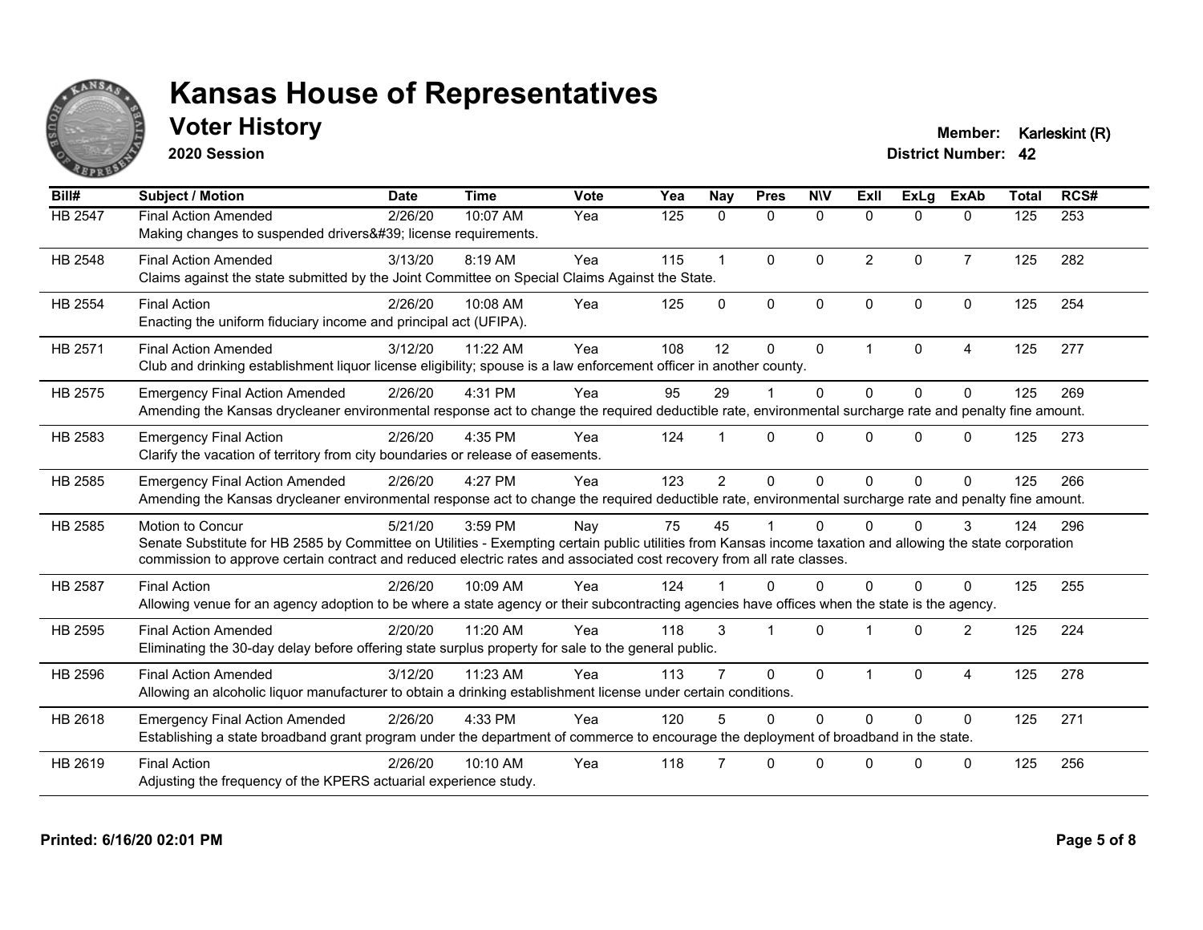# Kansas House of Representatives

## Voter History

**2020 Session**

**Member:** Karleskint (R)
**District Number:** 42

| Bill# | Subject / Motion | Date | Time | Vote | Yea | Nay | Pres | N\V | ExII | ExLg | ExAb | Total | RCS# |
|---|---|---|---|---|---|---|---|---|---|---|---|---|---|
| HB 2547 | Final Action Amended | 2/26/20 | 10:07 AM | Yea | 125 | 0 | 0 | 0 | 0 | 0 | 0 | 125 | 253 |
| | Making changes to suspended drivers&#39; license requirements. | | | | | | | | | | | | |
| HB 2548 | Final Action Amended | 3/13/20 | 8:19 AM | Yea | 115 | 1 | 0 | 0 | 2 | 0 | 7 | 125 | 282 |
| | Claims against the state submitted by the Joint Committee on Special Claims Against the State. | | | | | | | | | | | | |
| HB 2554 | Final Action | 2/26/20 | 10:08 AM | Yea | 125 | 0 | 0 | 0 | 0 | 0 | 0 | 125 | 254 |
| | Enacting the uniform fiduciary income and principal act (UFIPA). | | | | | | | | | | | | |
| HB 2571 | Final Action Amended | 3/12/20 | 11:22 AM | Yea | 108 | 12 | 0 | 0 | 1 | 0 | 4 | 125 | 277 |
| | Club and drinking establishment liquor license eligibility; spouse is a law enforcement officer in another county. | | | | | | | | | | | | |
| HB 2575 | Emergency Final Action Amended | 2/26/20 | 4:31 PM | Yea | 95 | 29 | 1 | 0 | 0 | 0 | 0 | 125 | 269 |
| | Amending the Kansas drycleaner environmental response act to change the required deductible rate, environmental surcharge rate and penalty fine amount. | | | | | | | | | | | | |
| HB 2583 | Emergency Final Action | 2/26/20 | 4:35 PM | Yea | 124 | 1 | 0 | 0 | 0 | 0 | 0 | 125 | 273 |
| | Clarify the vacation of territory from city boundaries or release of easements. | | | | | | | | | | | | |
| HB 2585 | Emergency Final Action Amended | 2/26/20 | 4:27 PM | Yea | 123 | 2 | 0 | 0 | 0 | 0 | 0 | 125 | 266 |
| | Amending the Kansas drycleaner environmental response act to change the required deductible rate, environmental surcharge rate and penalty fine amount. | | | | | | | | | | | | |
| HB 2585 | Motion to Concur | 5/21/20 | 3:59 PM | Nay | 75 | 45 | 1 | 0 | 0 | 0 | 3 | 124 | 296 |
| | Senate Substitute for HB 2585 by Committee on Utilities - Exempting certain public utilities from Kansas income taxation and allowing the state corporation commission to approve certain contract and reduced electric rates and associated cost recovery from all rate classes. | | | | | | | | | | | | |
| HB 2587 | Final Action | 2/26/20 | 10:09 AM | Yea | 124 | 1 | 0 | 0 | 0 | 0 | 0 | 125 | 255 |
| | Allowing venue for an agency adoption to be where a state agency or their subcontracting agencies have offices when the state is the agency. | | | | | | | | | | | | |
| HB 2595 | Final Action Amended | 2/20/20 | 11:20 AM | Yea | 118 | 3 | 1 | 0 | 1 | 0 | 2 | 125 | 224 |
| | Eliminating the 30-day delay before offering state surplus property for sale to the general public. | | | | | | | | | | | | |
| HB 2596 | Final Action Amended | 3/12/20 | 11:23 AM | Yea | 113 | 7 | 0 | 0 | 1 | 0 | 4 | 125 | 278 |
| | Allowing an alcoholic liquor manufacturer to obtain a drinking establishment license under certain conditions. | | | | | | | | | | | | |
| HB 2618 | Emergency Final Action Amended | 2/26/20 | 4:33 PM | Yea | 120 | 5 | 0 | 0 | 0 | 0 | 0 | 125 | 271 |
| | Establishing a state broadband grant program under the department of commerce to encourage the deployment of broadband in the state. | | | | | | | | | | | | |
| HB 2619 | Final Action | 2/26/20 | 10:10 AM | Yea | 118 | 7 | 0 | 0 | 0 | 0 | 0 | 125 | 256 |
| | Adjusting the frequency of the KPERS actuarial experience study. | | | | | | | | | | | | |

**Printed: 6/16/20 02:01 PM**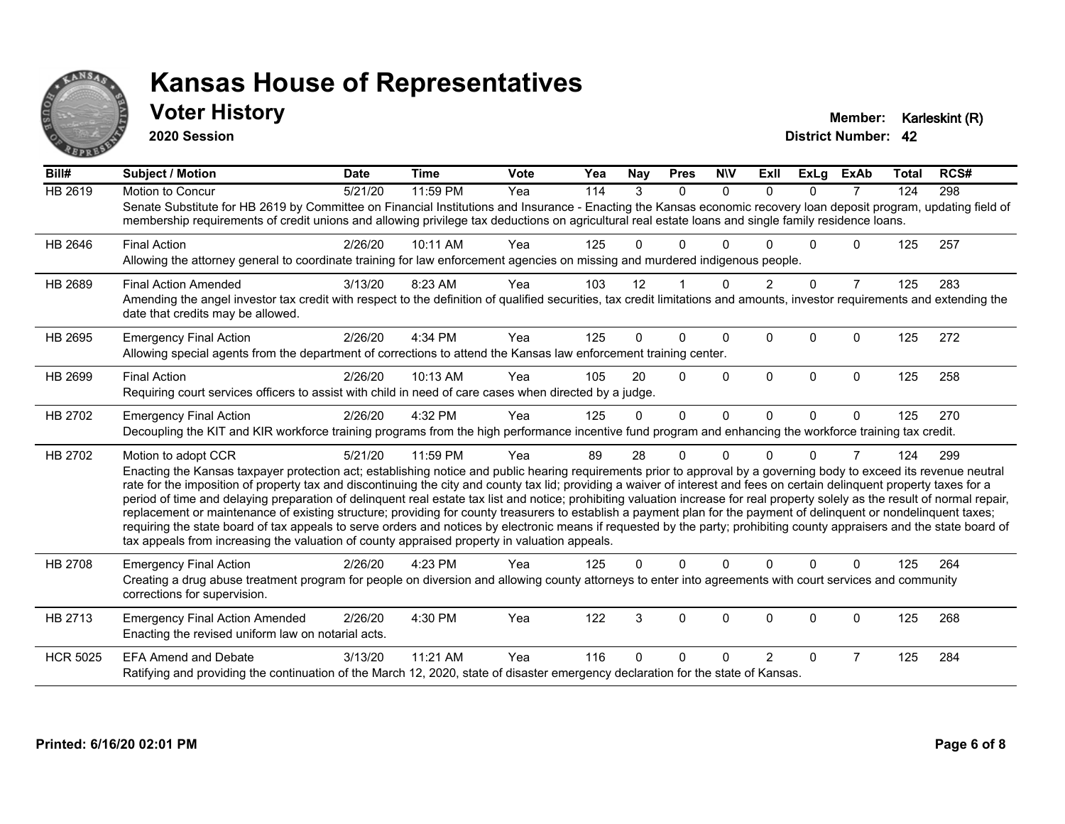# Kansas House of Representatives

## Voter History

**2020 Session**

**Member:** Karleskint (R)
**District Number:** 42

| Bill# | Subject / Motion | Date | Time | Vote | Yea | Nay | Pres | N\V | ExII | ExLg | ExAb | Total | RCS# |
|---|---|---|---|---|---|---|---|---|---|---|---|---|---|
| HB 2619 | Motion to Concur | 5/21/20 | 11:59 PM | Yea | 114 | 3 | 0 | 0 | 0 | 0 | 7 | 124 | 298 |
| | Senate Substitute for HB 2619 by Committee on Financial Institutions and Insurance - Enacting the Kansas economic recovery loan deposit program, updating field of membership requirements of credit unions and allowing privilege tax deductions on agricultural real estate loans and single family residence loans. | | | | | | | | | | | | |
| HB 2646 | Final Action | 2/26/20 | 10:11 AM | Yea | 125 | 0 | 0 | 0 | 0 | 0 | 0 | 125 | 257 |
| | Allowing the attorney general to coordinate training for law enforcement agencies on missing and murdered indigenous people. | | | | | | | | | | | | |
| HB 2689 | Final Action Amended | 3/13/20 | 8:23 AM | Yea | 103 | 12 | 1 | 0 | 2 | 0 | 7 | 125 | 283 |
| | Amending the angel investor tax credit with respect to the definition of qualified securities, tax credit limitations and amounts, investor requirements and extending the date that credits may be allowed. | | | | | | | | | | | | |
| HB 2695 | Emergency Final Action | 2/26/20 | 4:34 PM | Yea | 125 | 0 | 0 | 0 | 0 | 0 | 0 | 125 | 272 |
| | Allowing special agents from the department of corrections to attend the Kansas law enforcement training center. | | | | | | | | | | | | |
| HB 2699 | Final Action | 2/26/20 | 10:13 AM | Yea | 105 | 20 | 0 | 0 | 0 | 0 | 0 | 125 | 258 |
| | Requiring court services officers to assist with child in need of care cases when directed by a judge. | | | | | | | | | | | | |
| HB 2702 | Emergency Final Action | 2/26/20 | 4:32 PM | Yea | 125 | 0 | 0 | 0 | 0 | 0 | 0 | 125 | 270 |
| | Decoupling the KIT and KIR workforce training programs from the high performance incentive fund program and enhancing the workforce training tax credit. | | | | | | | | | | | | |
| HB 2702 | Motion to adopt CCR | 5/21/20 | 11:59 PM | Yea | 89 | 28 | 0 | 0 | 0 | 0 | 7 | 124 | 299 |
| | Enacting the Kansas taxpayer protection act; establishing notice and public hearing requirements prior to approval by a governing body to exceed its revenue neutral rate for the imposition of property tax and discontinuing the city and county tax lid; providing a waiver of interest and fees on certain delinquent property taxes for a period of time and delaying preparation of delinquent real estate tax list and notice; prohibiting valuation increase for real property solely as the result of normal repair, replacement or maintenance of existing structure; providing for county treasurers to establish a payment plan for the payment of delinquent or nondelinquent taxes; requiring the state board of tax appeals to serve orders and notices by electronic means if requested by the party; prohibiting county appraisers and the state board of tax appeals from increasing the valuation of county appraised property in valuation appeals. | | | | | | | | | | | | |
| HB 2708 | Emergency Final Action | 2/26/20 | 4:23 PM | Yea | 125 | 0 | 0 | 0 | 0 | 0 | 0 | 125 | 264 |
| | Creating a drug abuse treatment program for people on diversion and allowing county attorneys to enter into agreements with court services and community corrections for supervision. | | | | | | | | | | | | |
| HB 2713 | Emergency Final Action Amended | 2/26/20 | 4:30 PM | Yea | 122 | 3 | 0 | 0 | 0 | 0 | 0 | 125 | 268 |
| | Enacting the revised uniform law on notarial acts. | | | | | | | | | | | | |
| HCR 5025 | EFA Amend and Debate | 3/13/20 | 11:21 AM | Yea | 116 | 0 | 0 | 0 | 2 | 0 | 7 | 125 | 284 |
| | Ratifying and providing the continuation of the March 12, 2020, state of disaster emergency declaration for the state of Kansas. | | | | | | | | | | | | |

**Printed: 6/16/20 02:01 PM**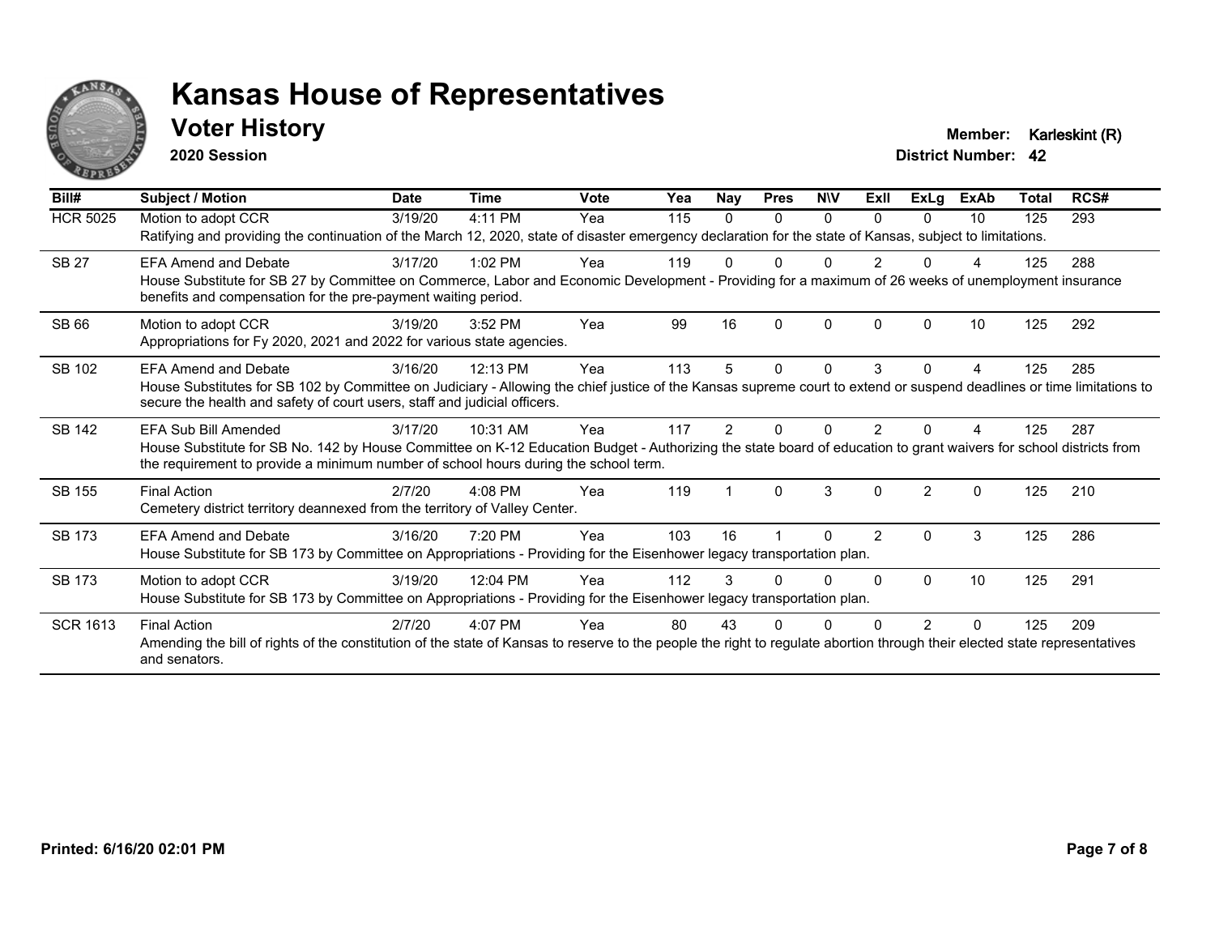# Kansas House of Representatives

## Voter History

**2020 Session**

**Member:** Karleskint (R)
**District Number:** 42

| Bill# | Subject / Motion | Date | Time | Vote | Yea | Nay | Pres | N\V | ExII | ExLg | ExAb | Total | RCS# |
|---|---|---|---|---|---|---|---|---|---|---|---|---|---|
| HCR 5025 | Motion to adopt CCR | 3/19/20 | 4:11 PM | Yea | 115 | 0 | 0 | 0 | 0 | 0 | 10 | 125 | 293 |
| | Ratifying and providing the continuation of the March 12, 2020, state of disaster emergency declaration for the state of Kansas, subject to limitations. | | | | | | | | | | | | |
| SB 27 | EFA Amend and Debate | 3/17/20 | 1:02 PM | Yea | 119 | 0 | 0 | 0 | 2 | 0 | 4 | 125 | 288 |
| | House Substitute for SB 27 by Committee on Commerce, Labor and Economic Development - Providing for a maximum of 26 weeks of unemployment insurance benefits and compensation for the pre-payment waiting period. | | | | | | | | | | | | |
| SB 66 | Motion to adopt CCR | 3/19/20 | 3:52 PM | Yea | 99 | 16 | 0 | 0 | 0 | 0 | 10 | 125 | 292 |
| | Appropriations for Fy 2020, 2021 and 2022 for various state agencies. | | | | | | | | | | | | |
| SB 102 | EFA Amend and Debate | 3/16/20 | 12:13 PM | Yea | 113 | 5 | 0 | 0 | 3 | 0 | 4 | 125 | 285 |
| | House Substitutes for SB 102 by Committee on Judiciary - Allowing the chief justice of the Kansas supreme court to extend or suspend deadlines or time limitations to secure the health and safety of court users, staff and judicial officers. | | | | | | | | | | | | |
| SB 142 | EFA Sub Bill Amended | 3/17/20 | 10:31 AM | Yea | 117 | 2 | 0 | 0 | 2 | 0 | 4 | 125 | 287 |
| | House Substitute for SB No. 142 by House Committee on K-12 Education Budget - Authorizing the state board of education to grant waivers for school districts from the requirement to provide a minimum number of school hours during the school term. | | | | | | | | | | | | |
| SB 155 | Final Action | 2/7/20 | 4:08 PM | Yea | 119 | 1 | 0 | 3 | 0 | 2 | 0 | 125 | 210 |
| | Cemetery district territory deannexed from the territory of Valley Center. | | | | | | | | | | | | |
| SB 173 | EFA Amend and Debate | 3/16/20 | 7:20 PM | Yea | 103 | 16 | 1 | 0 | 2 | 0 | 3 | 125 | 286 |
| | House Substitute for SB 173 by Committee on Appropriations - Providing for the Eisenhower legacy transportation plan. | | | | | | | | | | | | |
| SB 173 | Motion to adopt CCR | 3/19/20 | 12:04 PM | Yea | 112 | 3 | 0 | 0 | 0 | 0 | 10 | 125 | 291 |
| | House Substitute for SB 173 by Committee on Appropriations - Providing for the Eisenhower legacy transportation plan. | | | | | | | | | | | | |
| SCR 1613 | Final Action | 2/7/20 | 4:07 PM | Yea | 80 | 43 | 0 | 0 | 0 | 2 | 0 | 125 | 209 |
| | Amending the bill of rights of the constitution of the state of Kansas to reserve to the people the right to regulate abortion through their elected state representatives and senators. | | | | | | | | | | | | |

Printed: 6/16/20 02:01 PM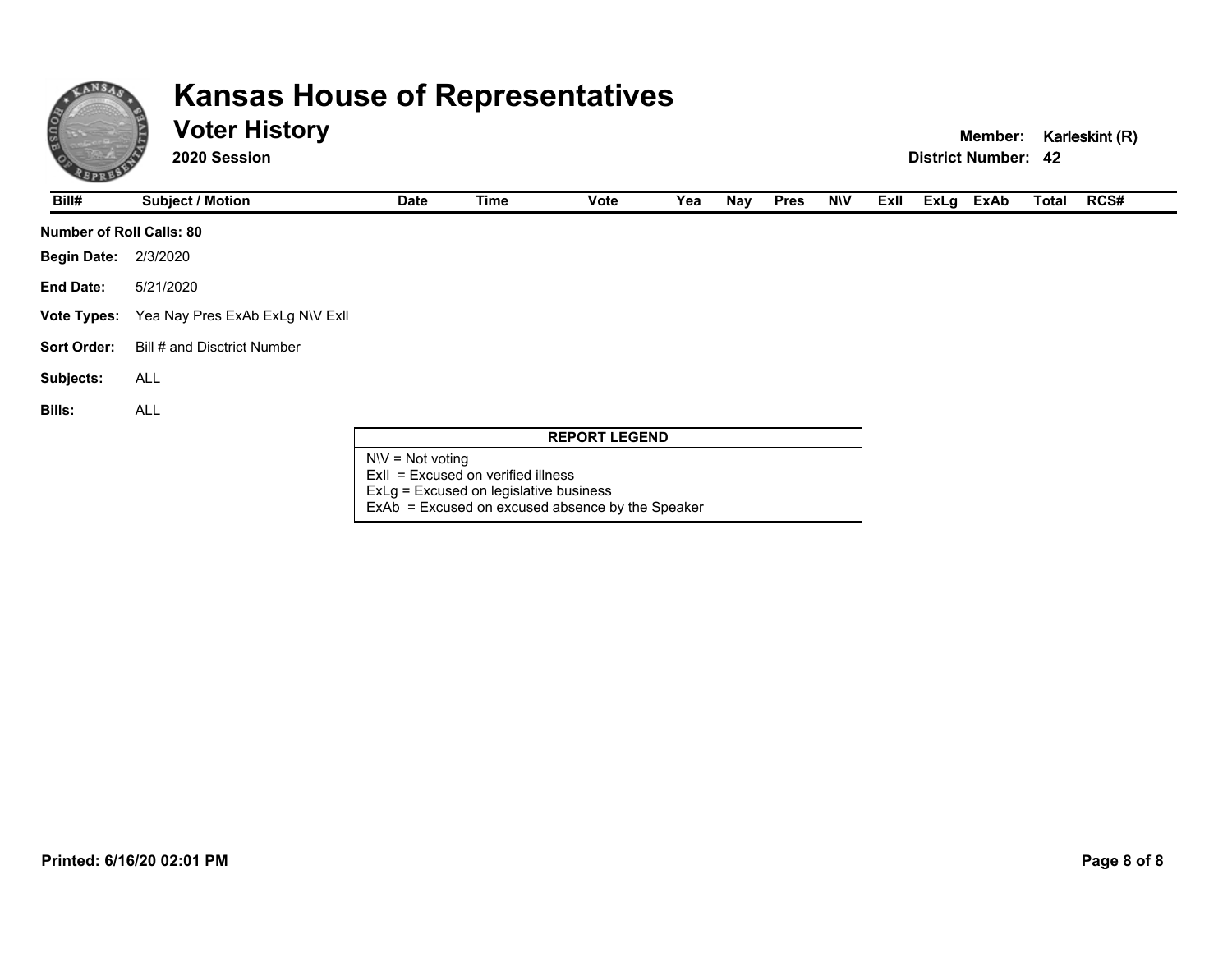# Kansas House of Representatives

## Voter History

**2020 Session**

**Member:** Karleskint (R)
**District Number:** 42

| Bill# | Subject / Motion | Date | Time | Vote | Yea | Nay | Pres | N\V | ExII | ExLg | ExAb | Total | RCS# |
|---|---|---|---|---|---|---|---|---|---|---|---|---|---|

**Number of Roll Calls: 80**

**Begin Date:** 2/3/2020

**End Date:** 5/21/2020

**Vote Types:** Yea Nay Pres ExAb ExLg N\V ExII

**Sort Order:** Bill # and Disctrict Number

**Subjects:** ALL

**Bills:** ALL

| REPORT LEGEND |
|---|
| N\V = Not voting |
| ExII = Excused on verified illness |
| ExLg = Excused on legislative business |
| ExAb = Excused on excused absence by the Speaker |

Printed: 6/16/20 02:01 PM